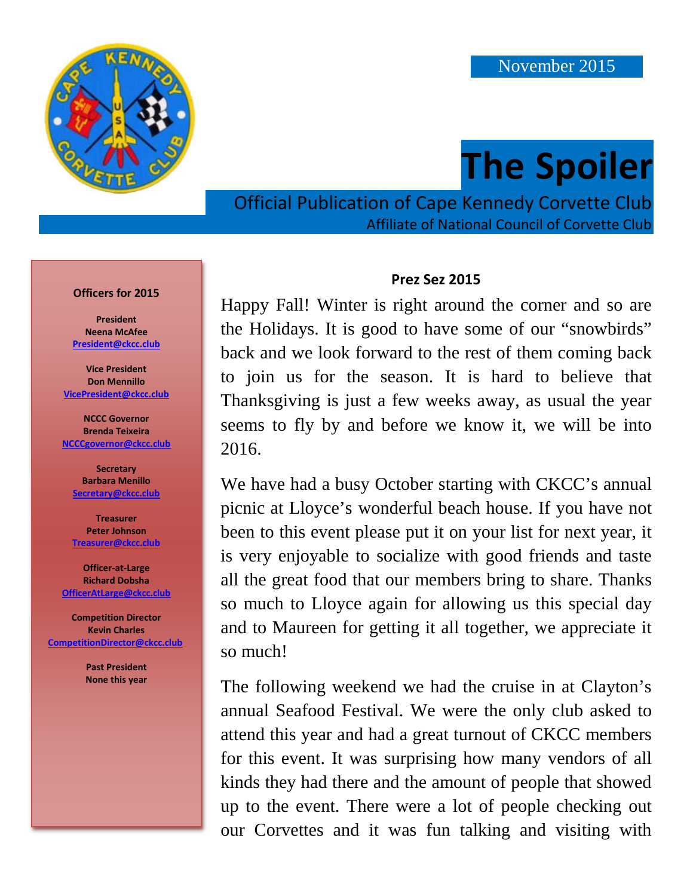November 2015

# The Spoiler

Official Publication of Cape Kennedy Corvette Club

Affiliate of National Council of Corvette Club

**Officers for 2015**

**President**
**Neena McAfee**
President@ckcc.club

**Vice President**
**Don Mennillo**
VicePresident@ckcc.club

**NCCC Governor**
**Brenda Teixeira**
NCCCgovernor@ckcc.club

**Secretary**
**Barbara Menillo**
Secretary@ckcc.club

**Treasurer**
**Peter Johnson**
Treasurer@ckcc.club

**Officer-at-Large**
**Richard Dobsha**
OfficerAtLarge@ckcc.club

**Competition Director**
**Kevin Charles**
CompetitionDirector@ckcc.club

**Past President**
**None this year**

## Prez Sez 2015

Happy Fall! Winter is right around the corner and so are the Holidays. It is good to have some of our "snowbirds" back and we look forward to the rest of them coming back to join us for the season. It is hard to believe that Thanksgiving is just a few weeks away, as usual the year seems to fly by and before we know it, we will be into 2016.

We have had a busy October starting with CKCC's annual picnic at Lloyce's wonderful beach house. If you have not been to this event please put it on your list for next year, it is very enjoyable to socialize with good friends and taste all the great food that our members bring to share. Thanks so much to Lloyce again for allowing us this special day and to Maureen for getting it all together, we appreciate it so much!

The following weekend we had the cruise in at Clayton's annual Seafood Festival. We were the only club asked to attend this year and had a great turnout of CKCC members for this event. It was surprising how many vendors of all kinds they had there and the amount of people that showed up to the event. There were a lot of people checking out our Corvettes and it was fun talking and visiting with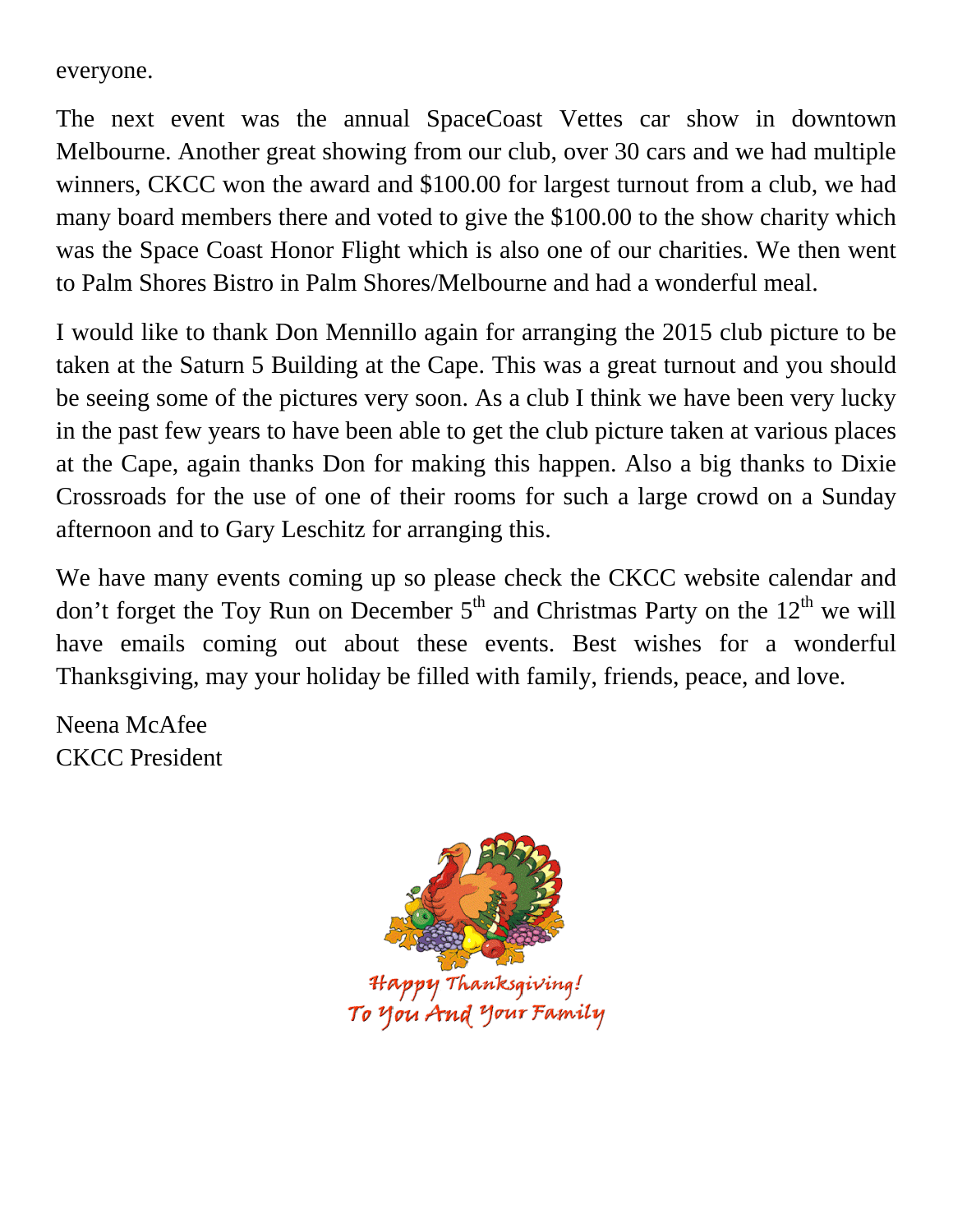everyone.

The next event was the annual SpaceCoast Vettes car show in downtown Melbourne. Another great showing from our club, over 30 cars and we had multiple winners, CKCC won the award and $100.00 for largest turnout from a club, we had many board members there and voted to give the $100.00 to the show charity which was the Space Coast Honor Flight which is also one of our charities. We then went to Palm Shores Bistro in Palm Shores/Melbourne and had a wonderful meal.

I would like to thank Don Mennillo again for arranging the 2015 club picture to be taken at the Saturn 5 Building at the Cape. This was a great turnout and you should be seeing some of the pictures very soon. As a club I think we have been very lucky in the past few years to have been able to get the club picture taken at various places at the Cape, again thanks Don for making this happen. Also a big thanks to Dixie Crossroads for the use of one of their rooms for such a large crowd on a Sunday afternoon and to Gary Leschitz for arranging this.

We have many events coming up so please check the CKCC website calendar and don't forget the Toy Run on December 5th and Christmas Party on the 12th we will have emails coming out about these events. Best wishes for a wonderful Thanksgiving, may your holiday be filled with family, friends, peace, and love.

Neena McAfee
CKCC President

Happy Thanksgiving!
To You And Your Family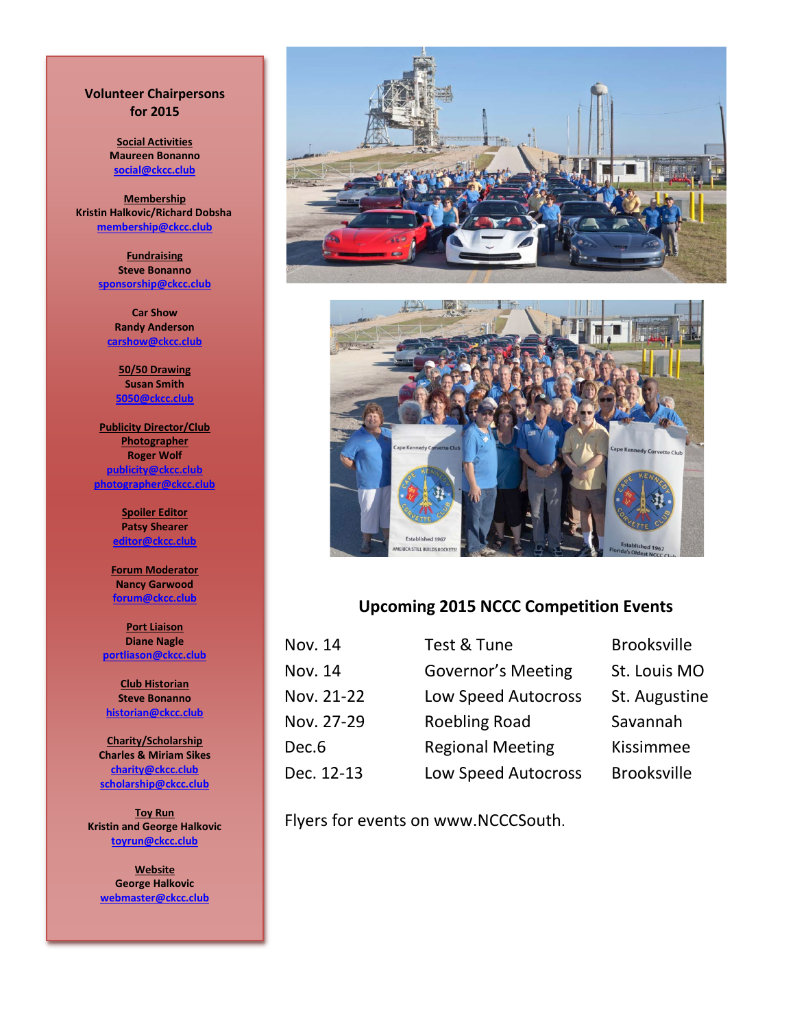## Volunteer Chairpersons for 2015

**Social Activities**
Maureen Bonanno
social@ckcc.club

**Membership**
Kristin Halkovic/Richard Dobsha
membership@ckcc.club

**Fundraising**
Steve Bonanno
sponsorship@ckcc.club

**Car Show**
Randy Anderson
carshow@ckcc.club

**50/50 Drawing**
Susan Smith
5050@ckcc.club

**Publicity Director/Club Photographer**
Roger Wolf
publicity@ckcc.club
photographer@ckcc.club

**Spoiler Editor**
Patsy Shearer
editor@ckcc.club

**Forum Moderator**
Nancy Garwood
forum@ckcc.club

**Port Liaison**
Diane Nagle
portliaison@ckcc.club

**Club Historian**
Steve Bonanno
historian@ckcc.club

**Charity/Scholarship**
Charles & Miriam Sikes
charity@ckcc.club
scholarship@ckcc.club

**Toy Run**
Kristin and George Halkovic
toyrun@ckcc.club

**Website**
George Halkovic
webmaster@ckcc.club

## Upcoming 2015 NCCC Competition Events

| | | |
|---|---|---|
| Nov. 14 | Test & Tune | Brooksville |
| Nov. 14 | Governor's Meeting | St. Louis MO |
| Nov. 21-22 | Low Speed Autocross | St. Augustine |
| Nov. 27-29 | Roebling Road | Savannah |
| Dec.6 | Regional Meeting | Kissimmee |
| Dec. 12-13 | Low Speed Autocross | Brooksville |

Flyers for events on www.NCCCSouth.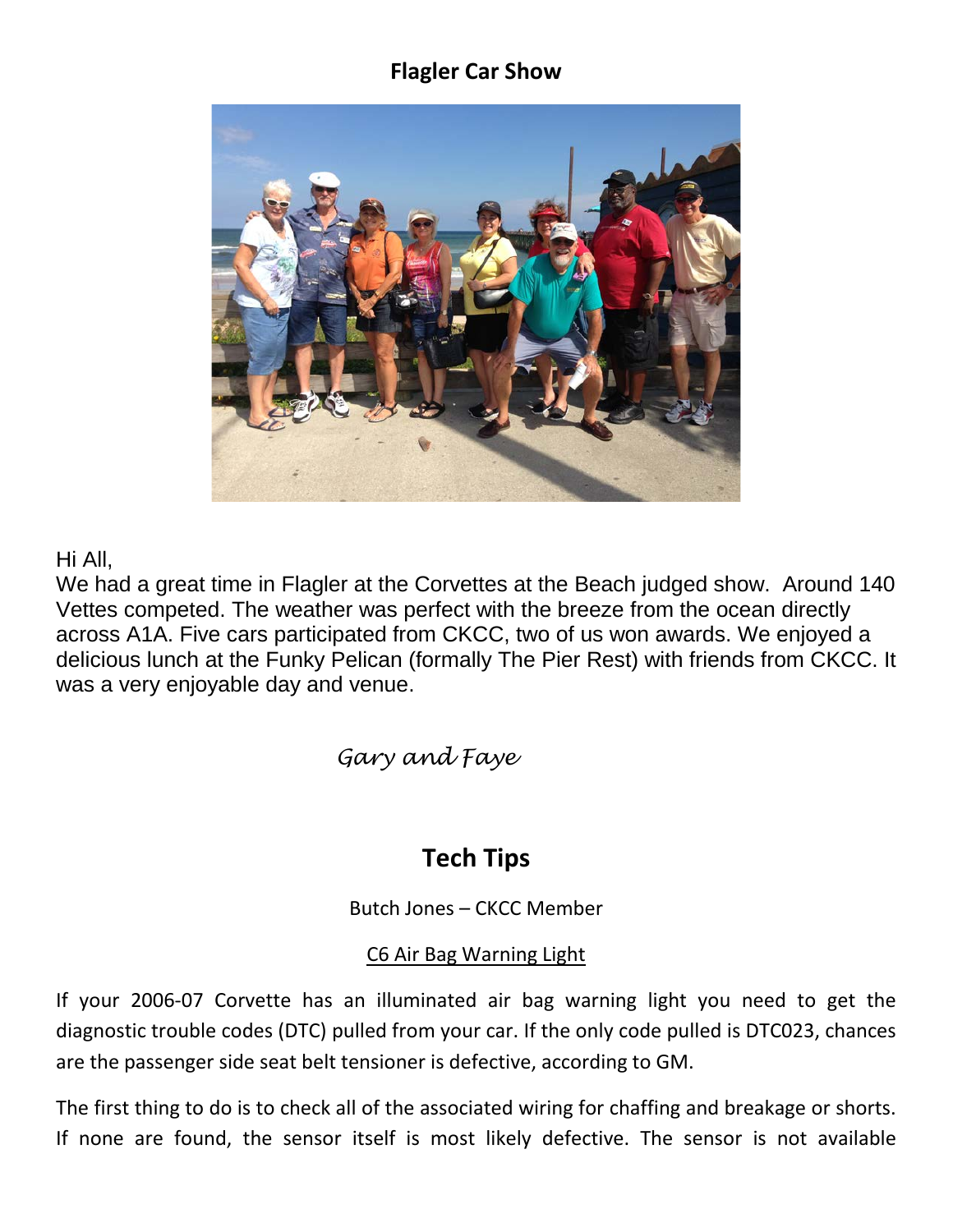## Flagler Car Show

Hi All,

We had a great time in Flagler at the Corvettes at the Beach judged show. Around 140 Vettes competed. The weather was perfect with the breeze from the ocean directly across A1A. Five cars participated from CKCC, two of us won awards. We enjoyed a delicious lunch at the Funky Pelican (formally The Pier Rest) with friends from CKCC. It was a very enjoyable day and venue.

*Gary and Faye*

## Tech Tips

Butch Jones – CKCC Member

C6 Air Bag Warning Light

If your 2006-07 Corvette has an illuminated air bag warning light you need to get the diagnostic trouble codes (DTC) pulled from your car. If the only code pulled is DTC023, chances are the passenger side seat belt tensioner is defective, according to GM.

The first thing to do is to check all of the associated wiring for chaffing and breakage or shorts. If none are found, the sensor itself is most likely defective. The sensor is not available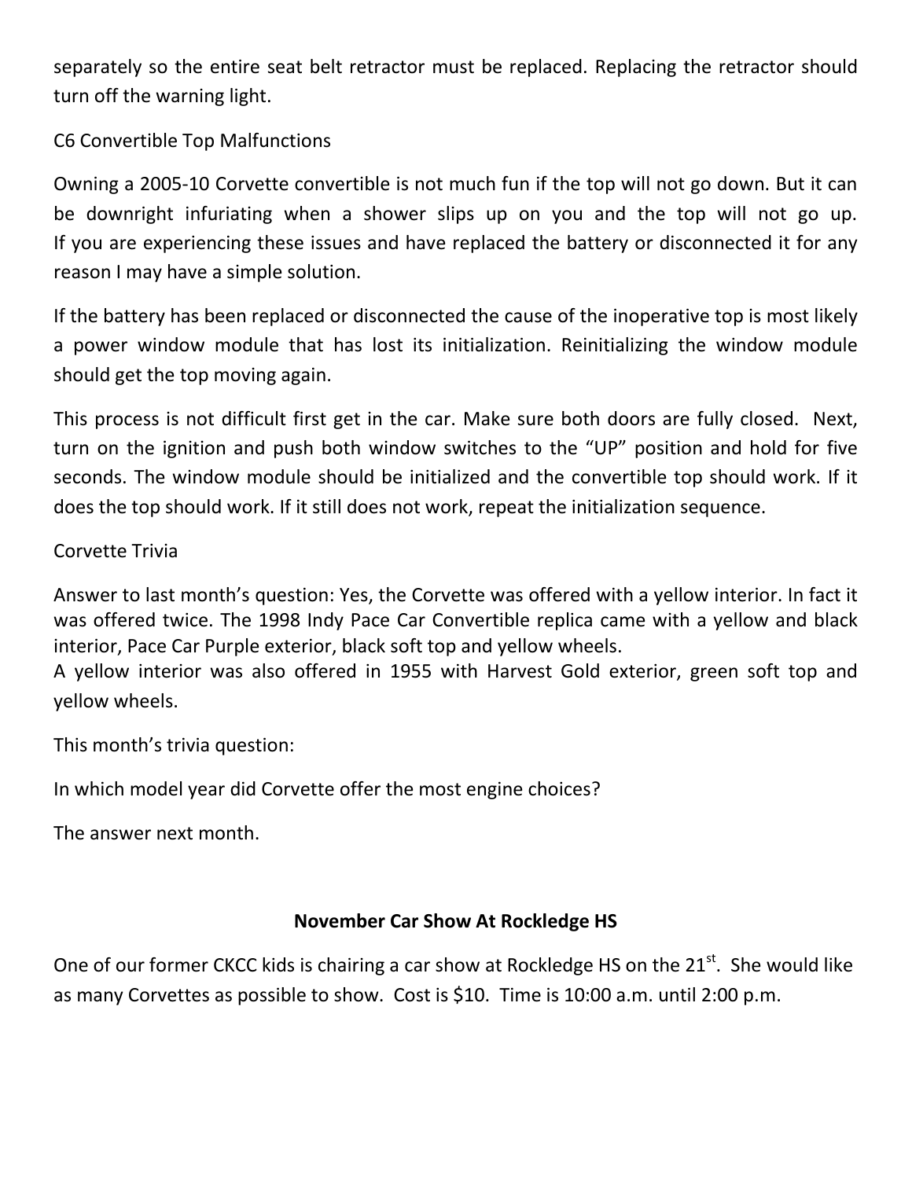separately so the entire seat belt retractor must be replaced. Replacing the retractor should turn off the warning light.

C6 Convertible Top Malfunctions

Owning a 2005-10 Corvette convertible is not much fun if the top will not go down. But it can be downright infuriating when a shower slips up on you and the top will not go up. If you are experiencing these issues and have replaced the battery or disconnected it for any reason I may have a simple solution.

If the battery has been replaced or disconnected the cause of the inoperative top is most likely a power window module that has lost its initialization. Reinitializing the window module should get the top moving again.

This process is not difficult first get in the car. Make sure both doors are fully closed. Next, turn on the ignition and push both window switches to the "UP" position and hold for five seconds. The window module should be initialized and the convertible top should work. If it does the top should work. If it still does not work, repeat the initialization sequence.

Corvette Trivia

Answer to last month's question: Yes, the Corvette was offered with a yellow interior. In fact it was offered twice. The 1998 Indy Pace Car Convertible replica came with a yellow and black interior, Pace Car Purple exterior, black soft top and yellow wheels.
A yellow interior was also offered in 1955 with Harvest Gold exterior, green soft top and yellow wheels.

This month's trivia question:

In which model year did Corvette offer the most engine choices?

The answer next month.

## November Car Show At Rockledge HS

One of our former CKCC kids is chairing a car show at Rockledge HS on the 21st. She would like as many Corvettes as possible to show. Cost is $10. Time is 10:00 a.m. until 2:00 p.m.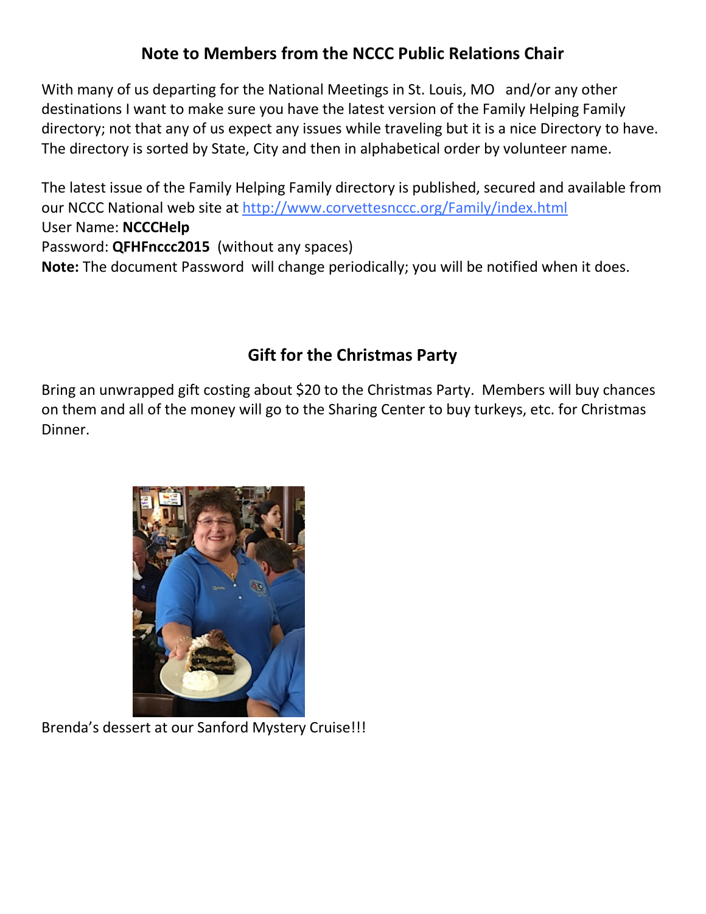## Note to Members from the NCCC Public Relations Chair

With many of us departing for the National Meetings in St. Louis, MO and/or any other destinations I want to make sure you have the latest version of the Family Helping Family directory; not that any of us expect any issues while traveling but it is a nice Directory to have. The directory is sorted by State, City and then in alphabetical order by volunteer name.

The latest issue of the Family Helping Family directory is published, secured and available from our NCCC National web site at http://www.corvettesnccc.org/Family/index.html
User Name: **NCCCHelp**
Password: **QFHFnccc2015** (without any spaces)
**Note:** The document Password will change periodically; you will be notified when it does.

## Gift for the Christmas Party

Bring an unwrapped gift costing about $20 to the Christmas Party. Members will buy chances on them and all of the money will go to the Sharing Center to buy turkeys, etc. for Christmas Dinner.

Brenda's dessert at our Sanford Mystery Cruise!!!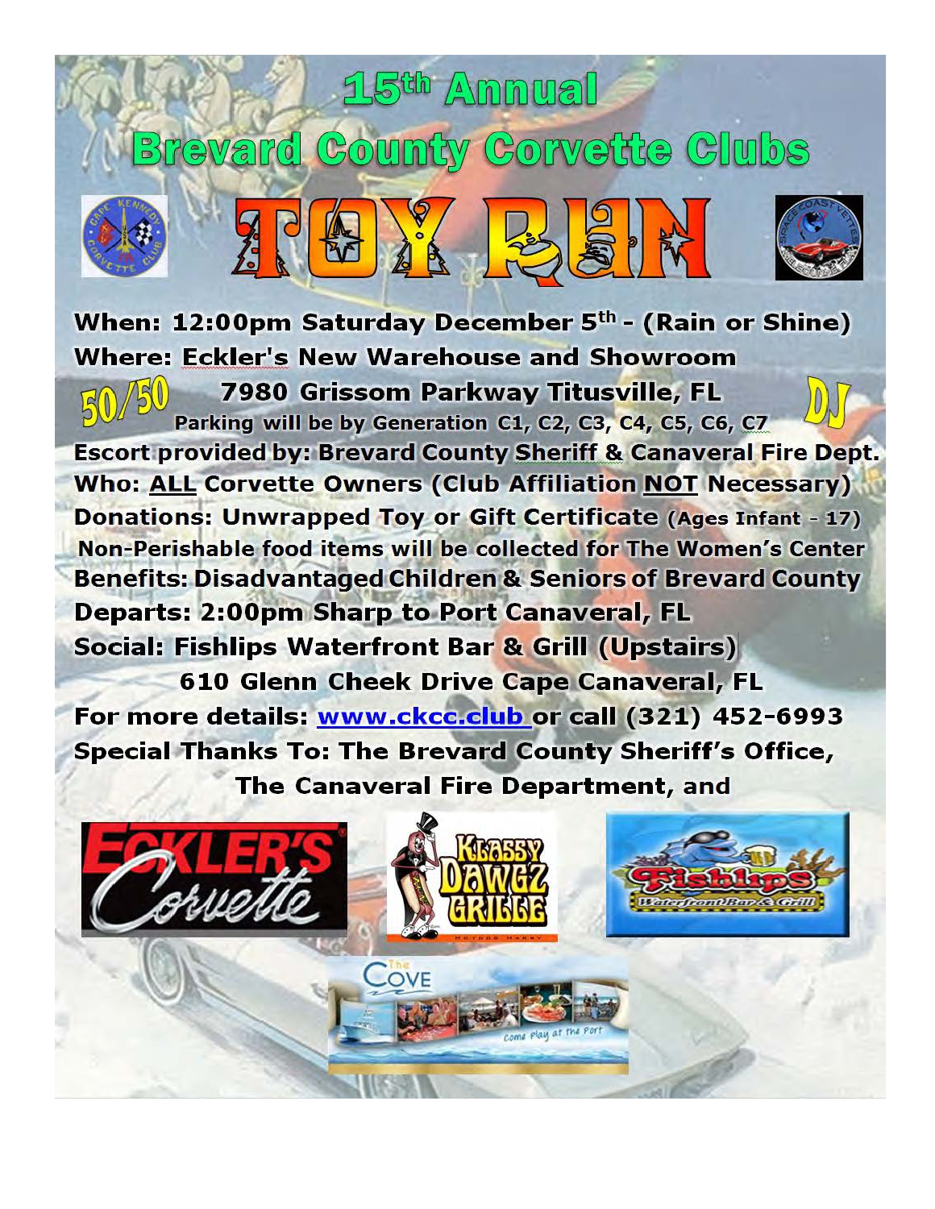# 15th Annual

# Brevard County Corvette Clubs

# TOY RUN

**When:** 12:00pm Saturday December 5th - (Rain or Shine)

**Where:** Eckler's New Warehouse and Showroom

7980 Grissom Parkway Titusville, FL

50/50

DJ

Parking will be by Generation C1, C2, C3, C4, C5, C6, C7

**Escort provided by:** Brevard County Sheriff & Canaveral Fire Dept.

**Who:** ALL Corvette Owners (Club Affiliation NOT Necessary)

**Donations:** Unwrapped Toy or Gift Certificate (Ages Infant - 17)

Non-Perishable food items will be collected for The Women's Center

**Benefits:** Disadvantaged Children & Seniors of Brevard County

**Departs:** 2:00pm Sharp to Port Canaveral, FL

**Social:** Fishlips Waterfront Bar & Grill (Upstairs)

610 Glenn Cheek Drive Cape Canaveral, FL

**For more details:** www.ckcc.club or call (321) 452-6993

**Special Thanks To:** The Brevard County Sheriff's Office, The Canaveral Fire Department, and

Eckler's Corvette

Klassy Dawgz Grille

Fishlips Waterfront Bar & Grill

The Cove — come play at the Port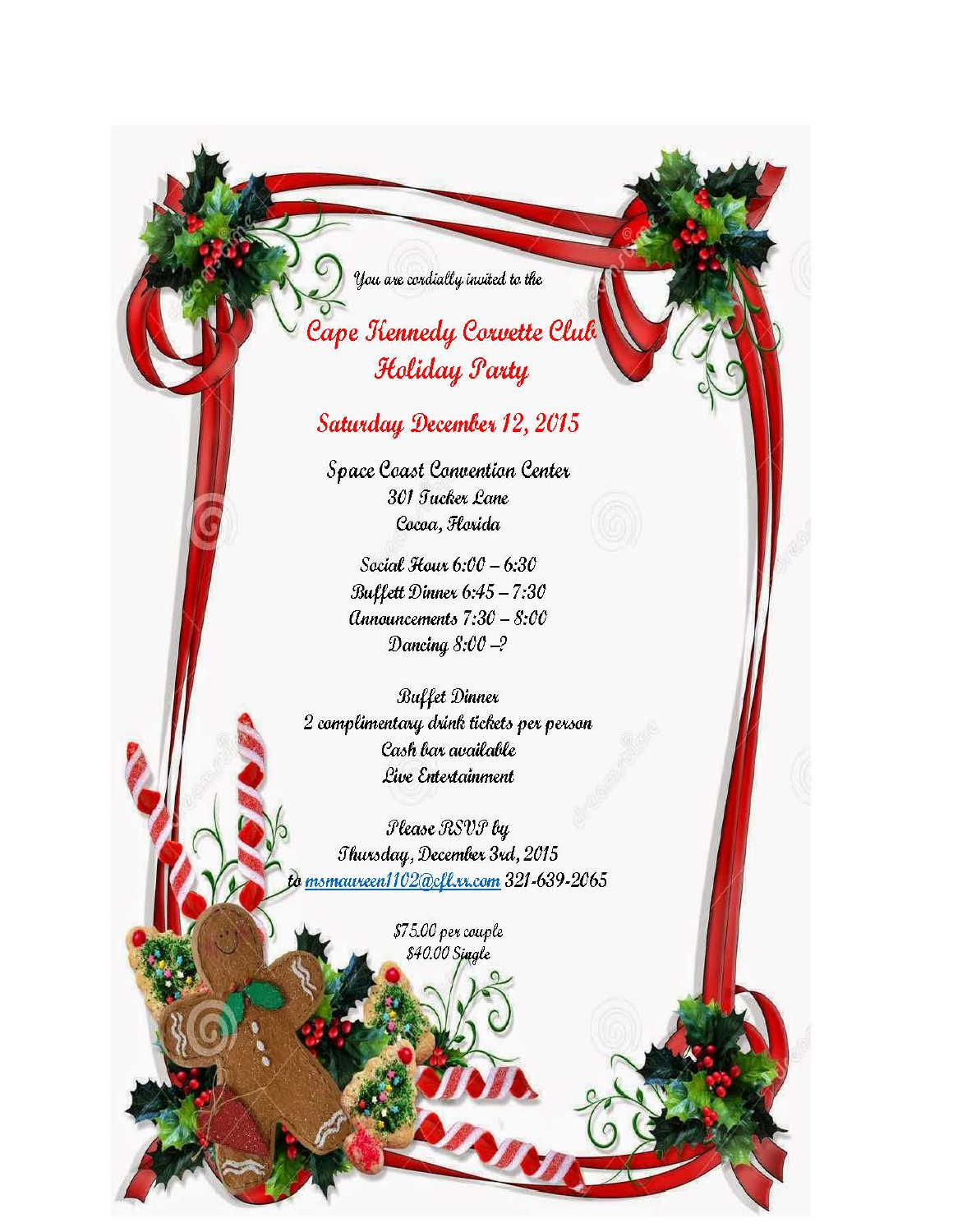*You are cordially invited to the*

# Cape Kennedy Corvette Club Holiday Party

## Saturday December 12, 2015

Space Coast Convention Center
301 Tucker Lane
Cocoa, Florida

Social Hour 6:00 – 6:30
Buffett Dinner 6:45 – 7:30
Announcements 7:30 – 8:00
Dancing 8:00 –?

Buffet Dinner
2 complimentary drink tickets per person
Cash bar available
Live Entertainment

Please RSVP by
Thursday, December 3rd, 2015
to msmaureen1102@cfl.rr.com 321-639-2065

$75.00 per couple
$40.00 Single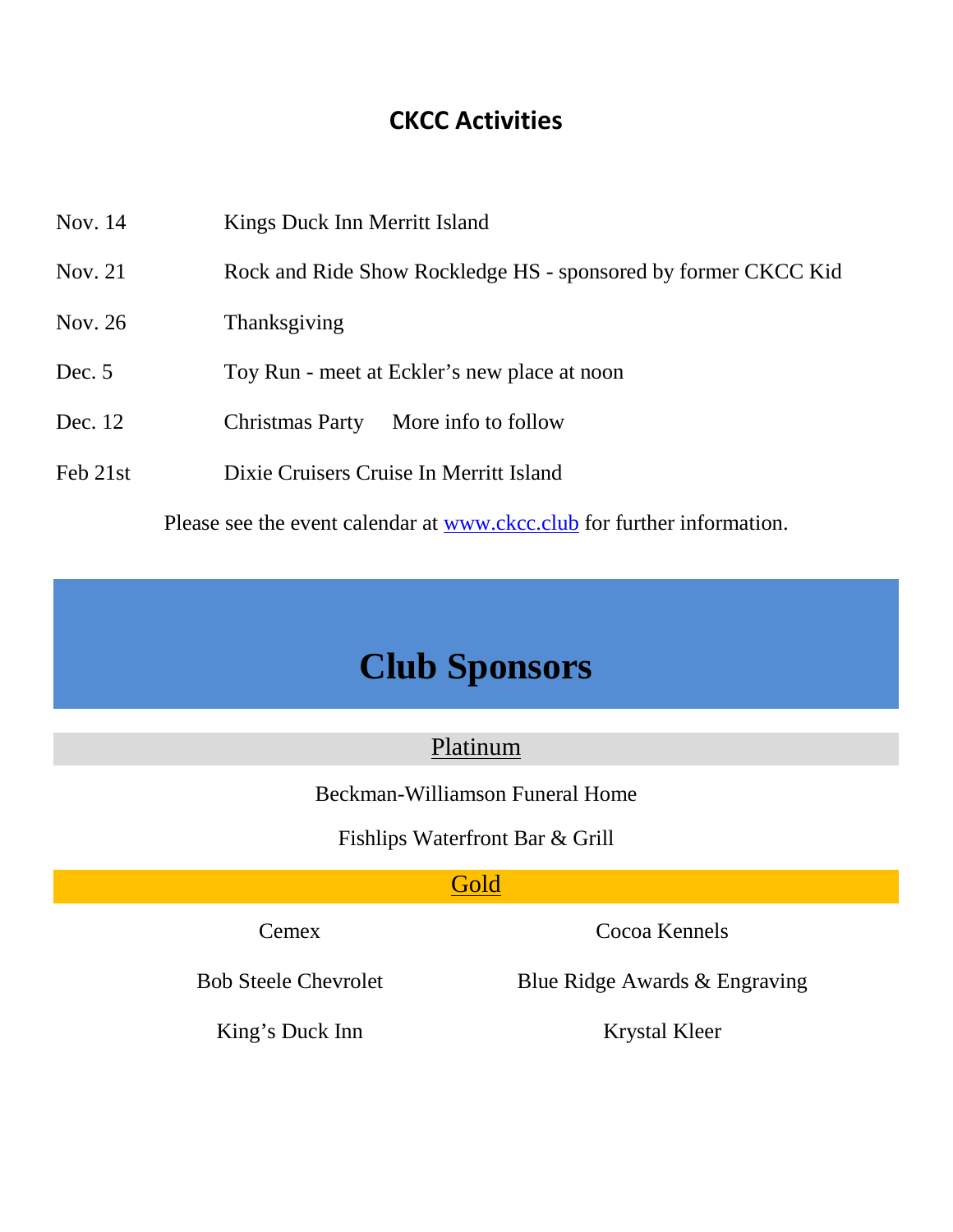## CKCC Activities

| | |
|---|---|
| Nov. 14 | Kings Duck Inn Merritt Island |
| Nov. 21 | Rock and Ride Show Rockledge HS - sponsored by former CKCC Kid |
| Nov. 26 | Thanksgiving |
| Dec. 5 | Toy Run - meet at Eckler's new place at noon |
| Dec. 12 | Christmas Party    More info to follow |
| Feb 21st | Dixie Cruisers Cruise In Merritt Island |

Please see the event calendar at [www.ckcc.club](http://www.ckcc.club) for further information.

# Club Sponsors

### Platinum

Beckman-Williamson Funeral Home

Fishlips Waterfront Bar & Grill

### Gold

Cemex

Cocoa Kennels

Bob Steele Chevrolet

Blue Ridge Awards & Engraving

King's Duck Inn

Krystal Kleer